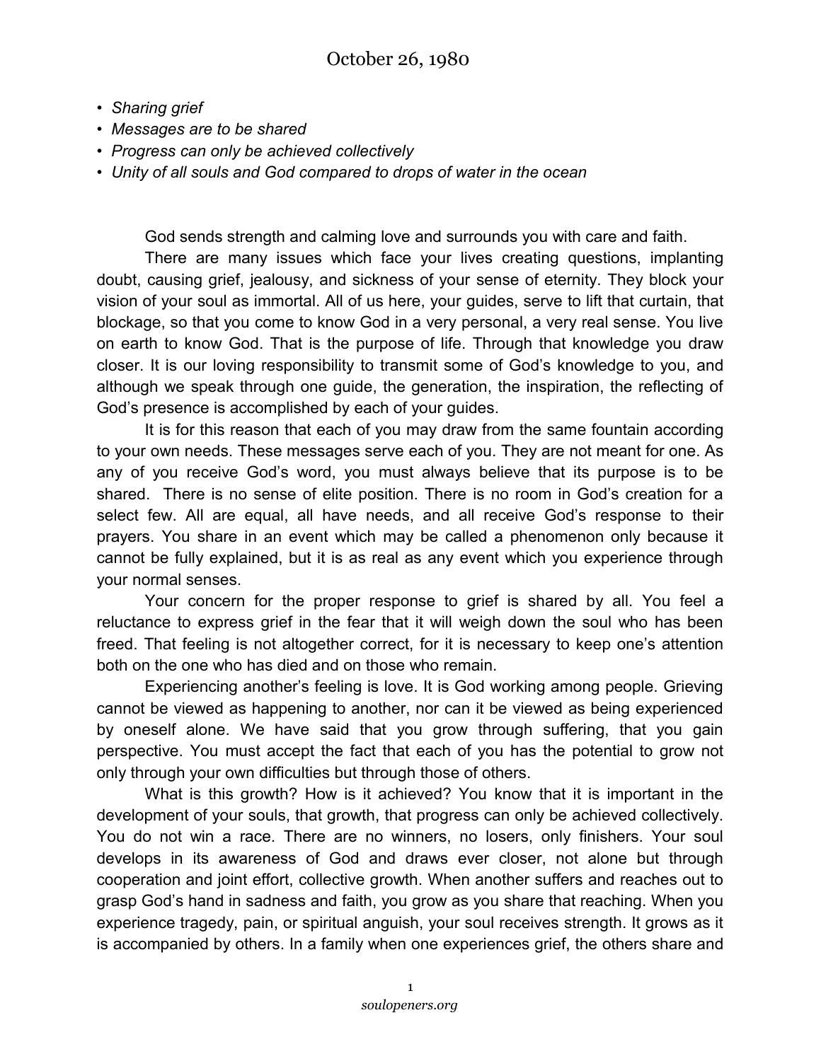# October 26, 1980

- *Sharing grief*
- *Messages are to be shared*
- *Progress can only be achieved collectively*
- *Unity of all souls and God compared to drops of water in the ocean*

God sends strength and calming love and surrounds you with care and faith.

There are many issues which face your lives creating questions, implanting doubt, causing grief, jealousy, and sickness of your sense of eternity. They block your vision of your soul as immortal. All of us here, your guides, serve to lift that curtain, that blockage, so that you come to know God in a very personal, a very real sense. You live on earth to know God. That is the purpose of life. Through that knowledge you draw closer. It is our loving responsibility to transmit some of God's knowledge to you, and although we speak through one guide, the generation, the inspiration, the reflecting of God's presence is accomplished by each of your guides.

It is for this reason that each of you may draw from the same fountain according to your own needs. These messages serve each of you. They are not meant for one. As any of you receive God's word, you must always believe that its purpose is to be shared. There is no sense of elite position. There is no room in God's creation for a select few. All are equal, all have needs, and all receive God's response to their prayers. You share in an event which may be called a phenomenon only because it cannot be fully explained, but it is as real as any event which you experience through your normal senses.

Your concern for the proper response to grief is shared by all. You feel a reluctance to express grief in the fear that it will weigh down the soul who has been freed. That feeling is not altogether correct, for it is necessary to keep one's attention both on the one who has died and on those who remain.

Experiencing another's feeling is love. It is God working among people. Grieving cannot be viewed as happening to another, nor can it be viewed as being experienced by oneself alone. We have said that you grow through suffering, that you gain perspective. You must accept the fact that each of you has the potential to grow not only through your own difficulties but through those of others.

What is this growth? How is it achieved? You know that it is important in the development of your souls, that growth, that progress can only be achieved collectively. You do not win a race. There are no winners, no losers, only finishers. Your soul develops in its awareness of God and draws ever closer, not alone but through cooperation and joint effort, collective growth. When another suffers and reaches out to grasp God's hand in sadness and faith, you grow as you share that reaching. When you experience tragedy, pain, or spiritual anguish, your soul receives strength. It grows as it is accompanied by others. In a family when one experiences grief, the others share and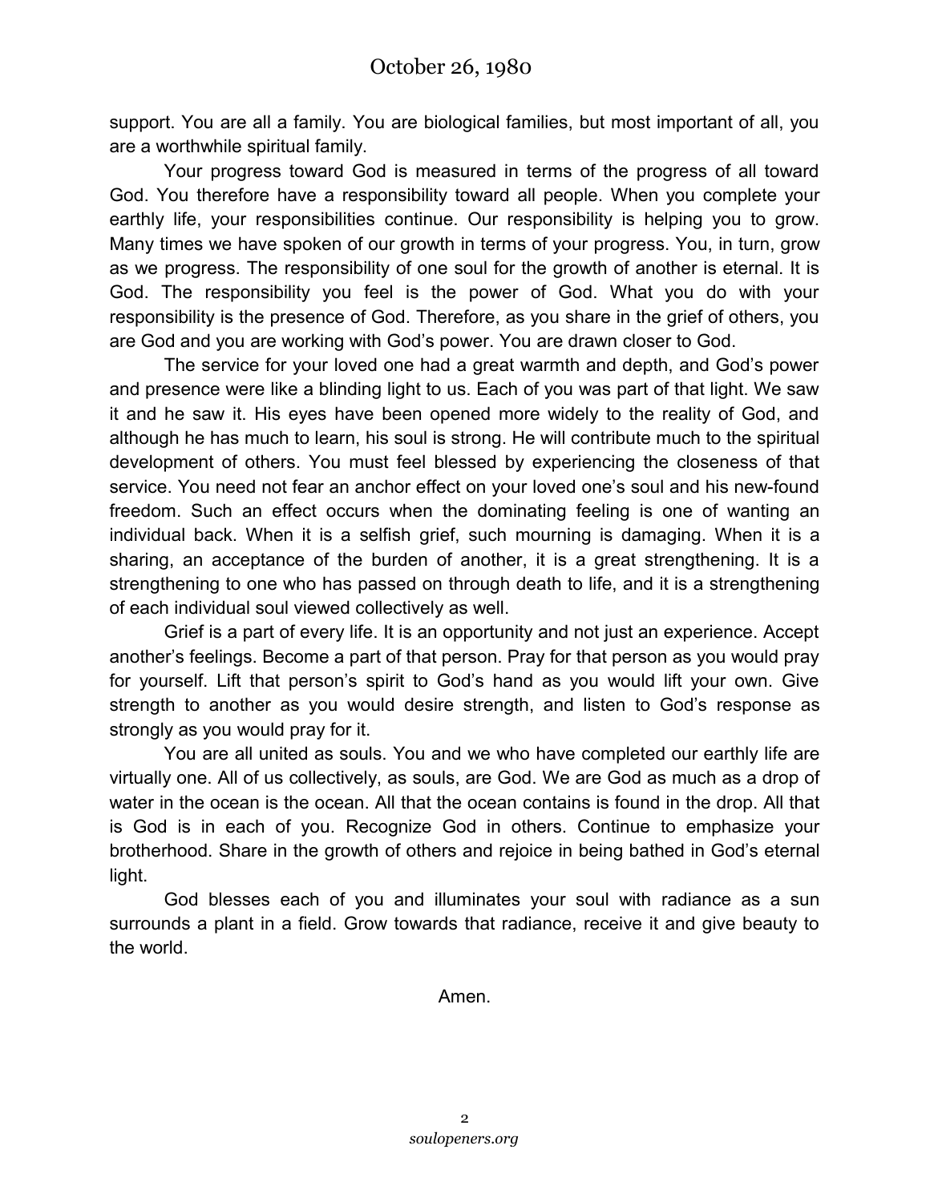support. You are all a family. You are biological families, but most important of all, you are a worthwhile spiritual family.

Your progress toward God is measured in terms of the progress of all toward God. You therefore have a responsibility toward all people. When you complete your earthly life, your responsibilities continue. Our responsibility is helping you to grow. Many times we have spoken of our growth in terms of your progress. You, in turn, grow as we progress. The responsibility of one soul for the growth of another is eternal. It is God. The responsibility you feel is the power of God. What you do with your responsibility is the presence of God. Therefore, as you share in the grief of others, you are God and you are working with God's power. You are drawn closer to God.

The service for your loved one had a great warmth and depth, and God's power and presence were like a blinding light to us. Each of you was part of that light. We saw it and he saw it. His eyes have been opened more widely to the reality of God, and although he has much to learn, his soul is strong. He will contribute much to the spiritual development of others. You must feel blessed by experiencing the closeness of that service. You need not fear an anchor effect on your loved one's soul and his new-found freedom. Such an effect occurs when the dominating feeling is one of wanting an individual back. When it is a selfish grief, such mourning is damaging. When it is a sharing, an acceptance of the burden of another, it is a great strengthening. It is a strengthening to one who has passed on through death to life, and it is a strengthening of each individual soul viewed collectively as well.

Grief is a part of every life. It is an opportunity and not just an experience. Accept another's feelings. Become a part of that person. Pray for that person as you would pray for yourself. Lift that person's spirit to God's hand as you would lift your own. Give strength to another as you would desire strength, and listen to God's response as strongly as you would pray for it.

You are all united as souls. You and we who have completed our earthly life are virtually one. All of us collectively, as souls, are God. We are God as much as a drop of water in the ocean is the ocean. All that the ocean contains is found in the drop. All that is God is in each of you. Recognize God in others. Continue to emphasize your brotherhood. Share in the growth of others and rejoice in being bathed in God's eternal light.

God blesses each of you and illuminates your soul with radiance as a sun surrounds a plant in a field. Grow towards that radiance, receive it and give beauty to the world.

Amen.